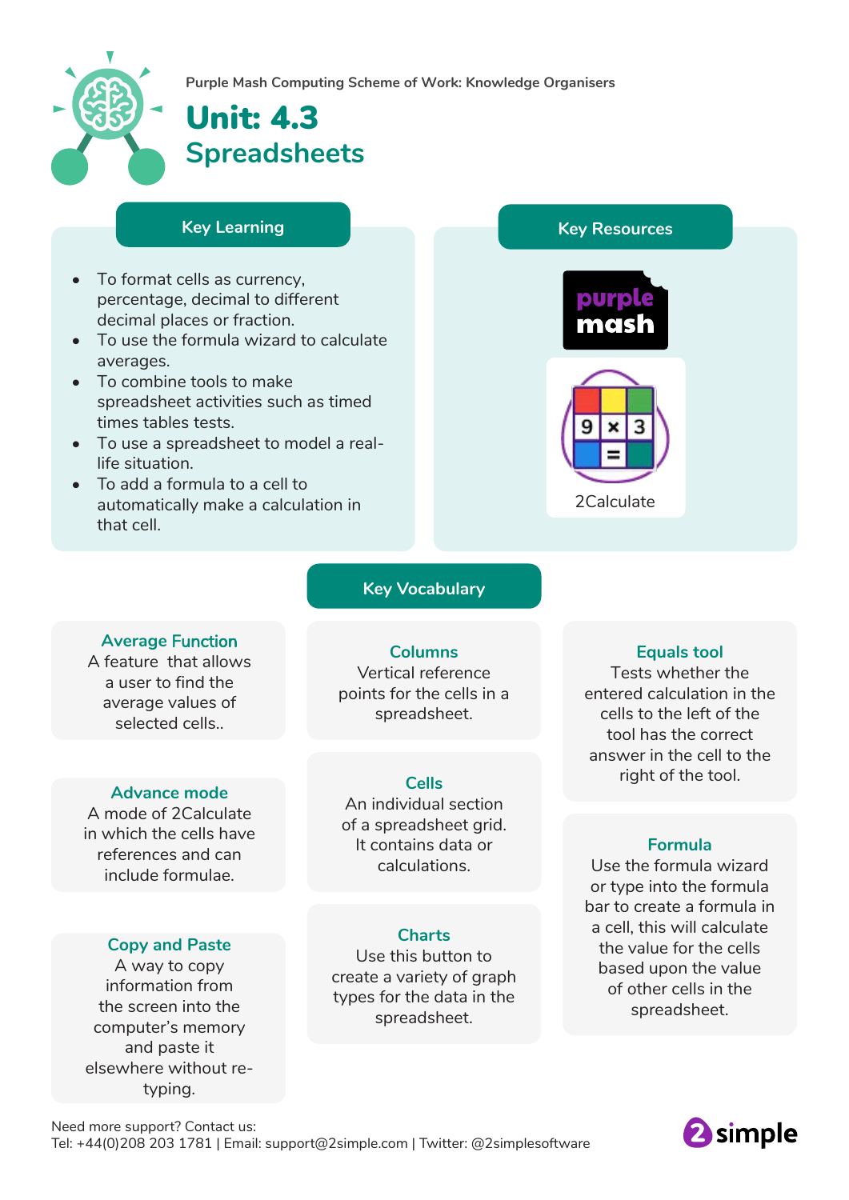Purple Mash Computing Scheme of Work: Knowledge Organisers

# Unit: 4.3
## Spreadsheets

### Key Learning

- To format cells as currency, percentage, decimal to different decimal places or fraction.
- To use the formula wizard to calculate averages.
- To combine tools to make spreadsheet activities such as timed times tables tests.
- To use a spreadsheet to model a real-life situation.
- To add a formula to a cell to automatically make a calculation in that cell.

### Key Resources

purple mash

2Calculate

### Key Vocabulary

**Average Function**
A feature that allows a user to find the average values of selected cells..

**Advance mode**
A mode of 2Calculate in which the cells have references and can include formulae.

**Copy and Paste**
A way to copy information from the screen into the computer's memory and paste it elsewhere without re-typing.

**Columns**
Vertical reference points for the cells in a spreadsheet.

**Cells**
An individual section of a spreadsheet grid. It contains data or calculations.

**Charts**
Use this button to create a variety of graph types for the data in the spreadsheet.

**Equals tool**
Tests whether the entered calculation in the cells to the left of the tool has the correct answer in the cell to the right of the tool.

**Formula**
Use the formula wizard or type into the formula bar to create a formula in a cell, this will calculate the value for the cells based upon the value of other cells in the spreadsheet.

Need more support? Contact us:
Tel: +44(0)208 203 1781 | Email: support@2simple.com | Twitter: @2simplesoftware

2simple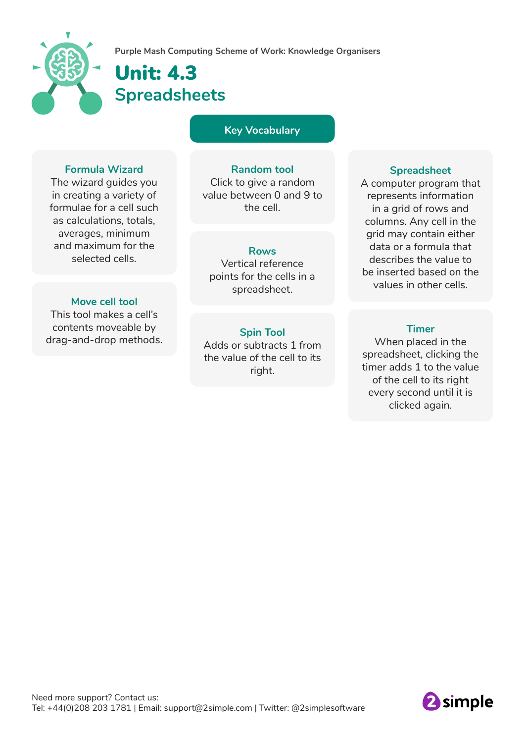Purple Mash Computing Scheme of Work: Knowledge Organisers

# Unit: 4.3
## Spreadsheets

### Key Vocabulary

**Formula Wizard**
The wizard guides you in creating a variety of formulae for a cell such as calculations, totals, averages, minimum and maximum for the selected cells.

**Move cell tool**
This tool makes a cell's contents moveable by drag-and-drop methods.

**Random tool**
Click to give a random value between 0 and 9 to the cell.

**Rows**
Vertical reference points for the cells in a spreadsheet.

**Spin Tool**
Adds or subtracts 1 from the value of the cell to its right.

**Spreadsheet**
A computer program that represents information in a grid of rows and columns. Any cell in the grid may contain either data or a formula that describes the value to be inserted based on the values in other cells.

**Timer**
When placed in the spreadsheet, clicking the timer adds 1 to the value of the cell to its right every second until it is clicked again.

Need more support? Contact us:
Tel: +44(0)208 203 1781 | Email: support@2simple.com | Twitter: @2simplesoftware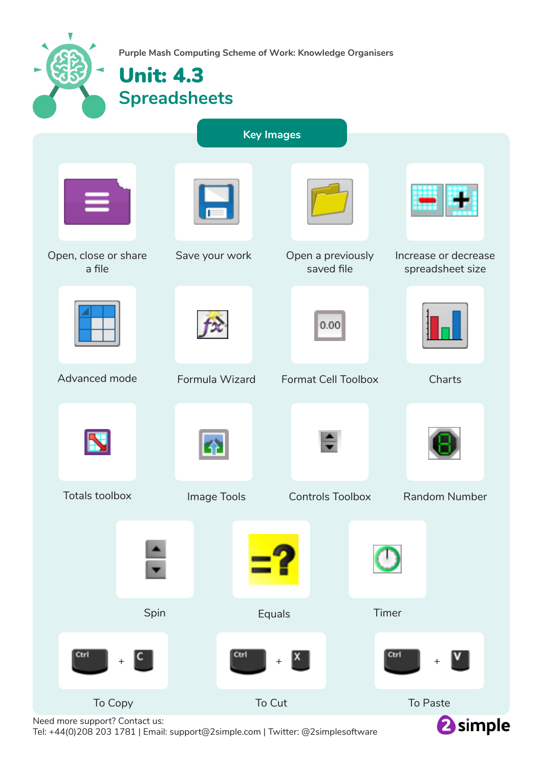Purple Mash Computing Scheme of Work: Knowledge Organisers

# Unit: 4.3
## Spreadsheets

### Key Images

- Open, close or share a file
- Save your work
- Open a previously saved file
- Increase or decrease spreadsheet size
- Advanced mode
- Formula Wizard
- Format Cell Toolbox
- Charts
- Totals toolbox
- Image Tools
- Controls Toolbox
- Random Number
- Spin
- Equals
- Timer
- Ctrl + C — To Copy
- Ctrl + X — To Cut
- Ctrl + V — To Paste

Need more support? Contact us:
Tel: +44(0)208 203 1781 | Email: support@2simple.com | Twitter: @2simplesoftware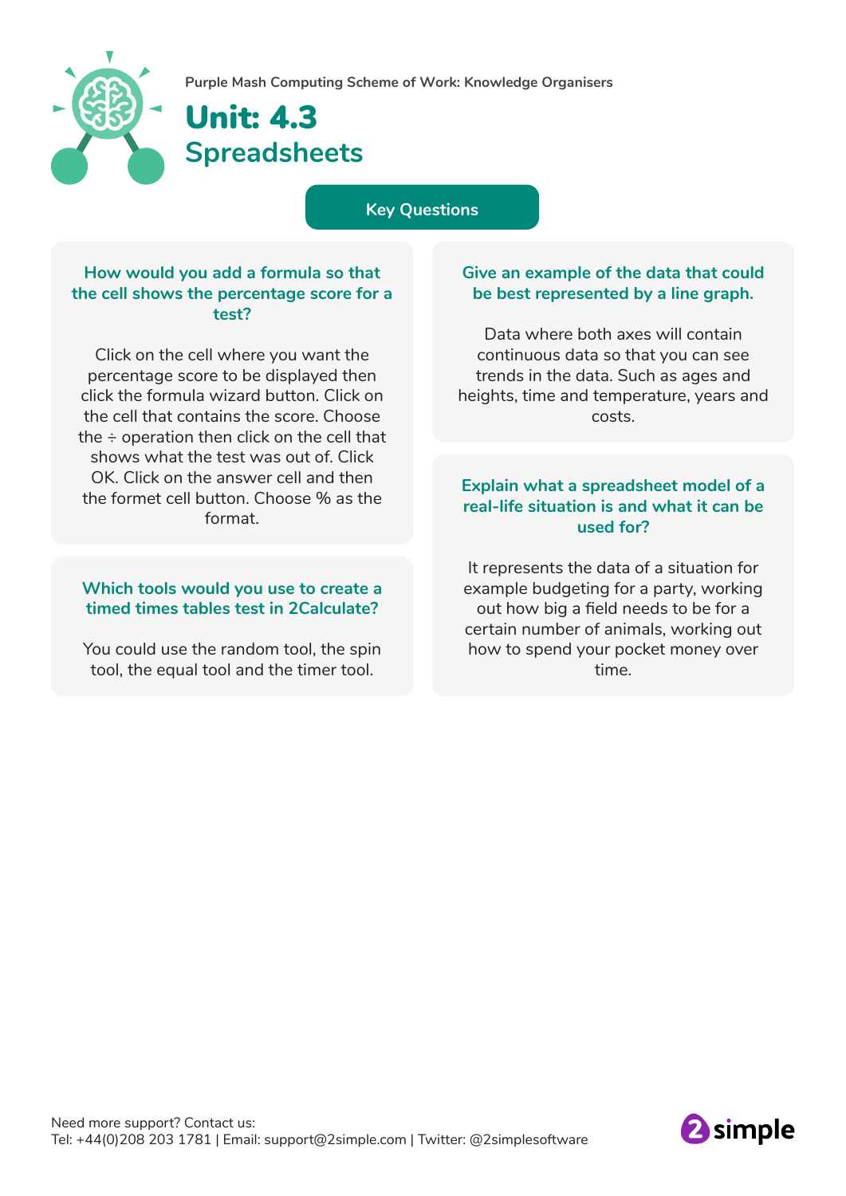Purple Mash Computing Scheme of Work: Knowledge Organisers

# Unit: 4.3
## Spreadsheets

### Key Questions

**How would you add a formula so that the cell shows the percentage score for a test?**

Click on the cell where you want the percentage score to be displayed then click the formula wizard button. Click on the cell that contains the score. Choose the ÷ operation then click on the cell that shows what the test was out of. Click OK. Click on the answer cell and then the formet cell button. Choose % as the format.

**Which tools would you use to create a timed times tables test in 2Calculate?**

You could use the random tool, the spin tool, the equal tool and the timer tool.

**Give an example of the data that could be best represented by a line graph.**

Data where both axes will contain continuous data so that you can see trends in the data. Such as ages and heights, time and temperature, years and costs.

**Explain what a spreadsheet model of a real-life situation is and what it can be used for?**

It represents the data of a situation for example budgeting for a party, working out how big a field needs to be for a certain number of animals, working out how to spend your pocket money over time.

Need more support? Contact us:
Tel: +44(0)208 203 1781 | Email: support@2simple.com | Twitter: @2simplesoftware